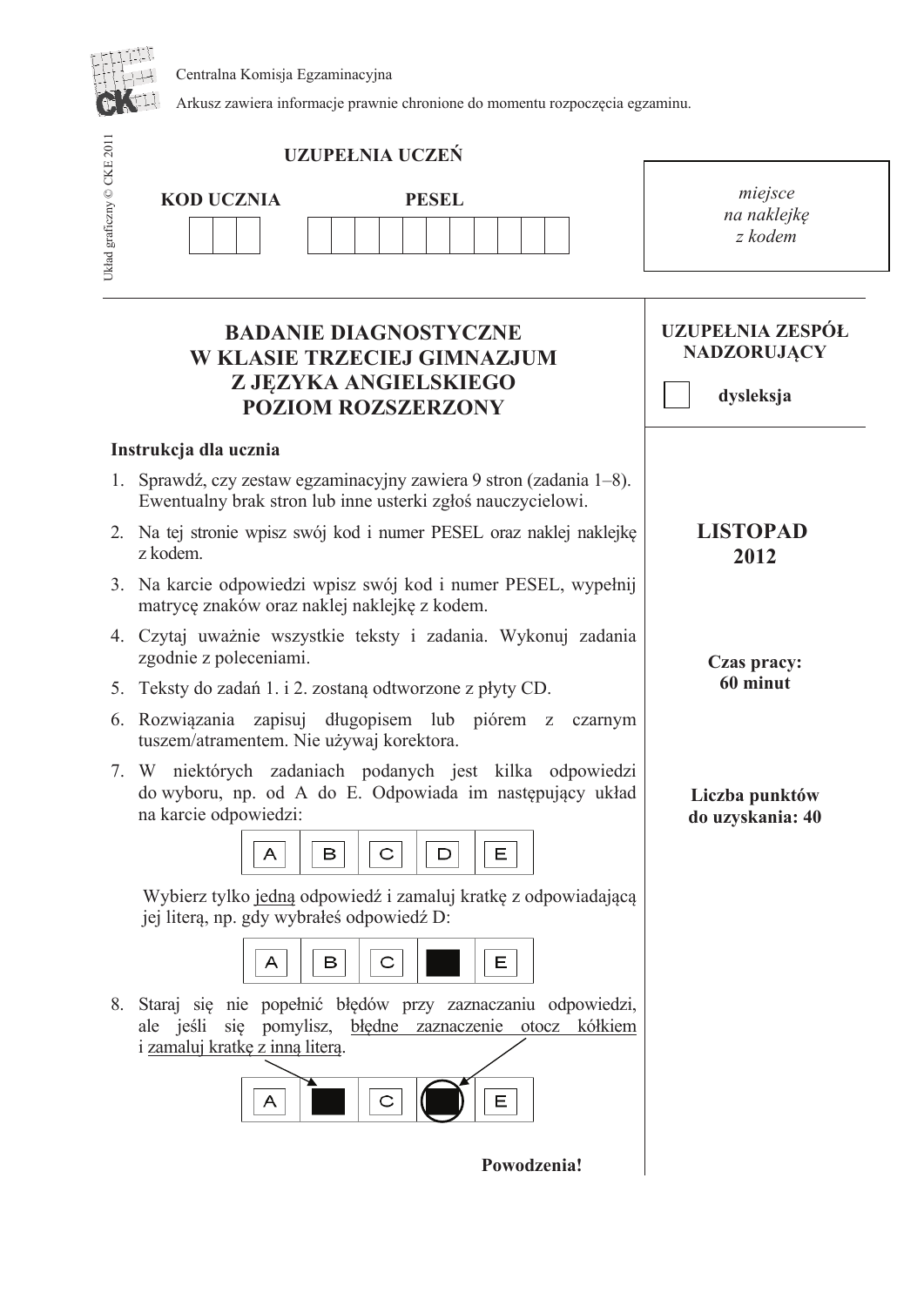Centralna Komisja Egzaminacyjna

Arkusz zawiera informacje prawnie chronione do momentu rozpoczęcia egzaminu.

Układ graficzny © CKE 2011

**UZUPEŁNIA UCZEŃ**

**KOD UCZNIA** | **PESEL**

*miejsce na naklejkę z kodem*

# BADANIE DIAGNOSTYCZNE W KLASIE TRZECIEJ GIMNAZJUM Z JĘZYKA ANGIELSKIEGO POZIOM ROZSZERZONY

**UZUPEŁNIA ZESPÓŁ NADZORUJĄCY**

☐ **dysleksja**

**LISTOPAD 2012**

**Czas pracy: 60 minut**

**Liczba punktów do uzyskania: 40**

**Instrukcja dla ucznia**

1. Sprawdź, czy zestaw egzaminacyjny zawiera 9 stron (zadania 1–8). Ewentualny brak stron lub inne usterki zgłoś nauczycielowi.
2. Na tej stronie wpisz swój kod i numer PESEL oraz naklej naklejkę z kodem.
3. Na karcie odpowiedzi wpisz swój kod i numer PESEL, wypełnij matrycę znaków oraz naklej naklejkę z kodem.
4. Czytaj uważnie wszystkie teksty i zadania. Wykonuj zadania zgodnie z poleceniami.
5. Teksty do zadań 1. i 2. zostaną odtworzone z płyty CD.
6. Rozwiązania zapisuj długopisem lub piórem z czarnym tuszem/atramentem. Nie używaj korektora.
7. W niektórych zadaniach podanych jest kilka odpowiedzi do wyboru, np. od A do E. Odpowiada im następujący układ na karcie odpowiedzi:

   | A | B | C | D | E |
   |---|---|---|---|---|

   Wybierz tylko jedną odpowiedź i zamaluj kratkę z odpowiadającą jej literą, np. gdy wybrałeś odpowiedź D:

   | A | B | C | ■ | E |
   |---|---|---|---|---|

8. Staraj się nie popełnić błędów przy zaznaczaniu odpowiedzi, ale jeśli się pomylisz, błędne zaznaczenie otocz kółkiem i zamaluj kratkę z inną literą.

   | A | ■ | C | (■) | E |
   |---|---|---|---|---|

**Powodzenia!**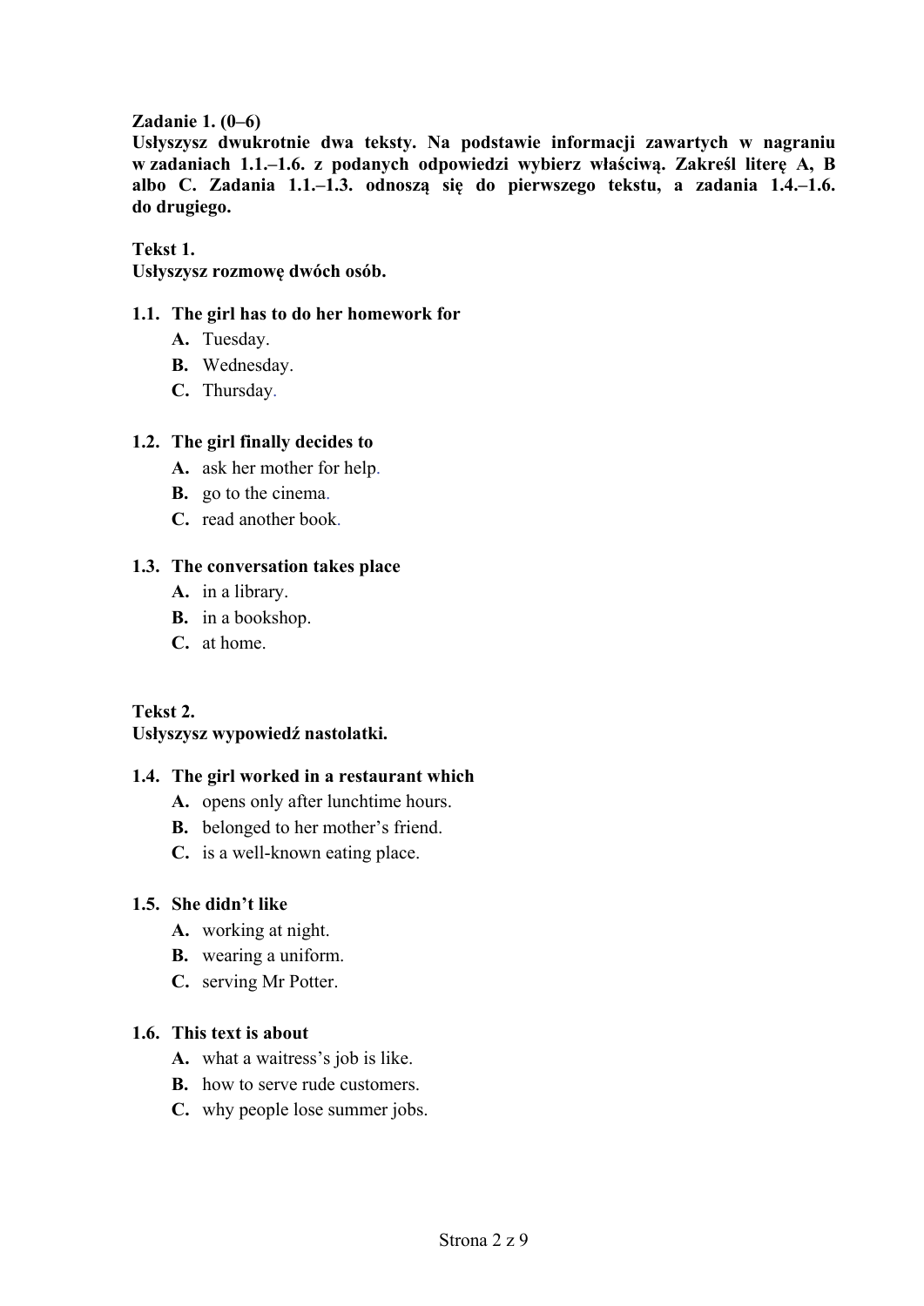**Zadanie 1. (0–6)**
**Usłyszysz dwukrotnie dwa teksty. Na podstawie informacji zawartych w nagraniu w zadaniach 1.1.–1.6. z podanych odpowiedzi wybierz właściwą. Zakreśl literę A, B albo C. Zadania 1.1.–1.3. odnoszą się do pierwszego tekstu, a zadania 1.4.–1.6. do drugiego.**

**Tekst 1.**
**Usłyszysz rozmowę dwóch osób.**

**1.1. The girl has to do her homework for**
- **A.** Tuesday.
- **B.** Wednesday.
- **C.** Thursday.

**1.2. The girl finally decides to**
- **A.** ask her mother for help.
- **B.** go to the cinema.
- **C.** read another book.

**1.3. The conversation takes place**
- **A.** in a library.
- **B.** in a bookshop.
- **C.** at home.

**Tekst 2.**
**Usłyszysz wypowiedź nastolatki.**

**1.4. The girl worked in a restaurant which**
- **A.** opens only after lunchtime hours.
- **B.** belonged to her mother's friend.
- **C.** is a well-known eating place.

**1.5. She didn't like**
- **A.** working at night.
- **B.** wearing a uniform.
- **C.** serving Mr Potter.

**1.6. This text is about**
- **A.** what a waitress's job is like.
- **B.** how to serve rude customers.
- **C.** why people lose summer jobs.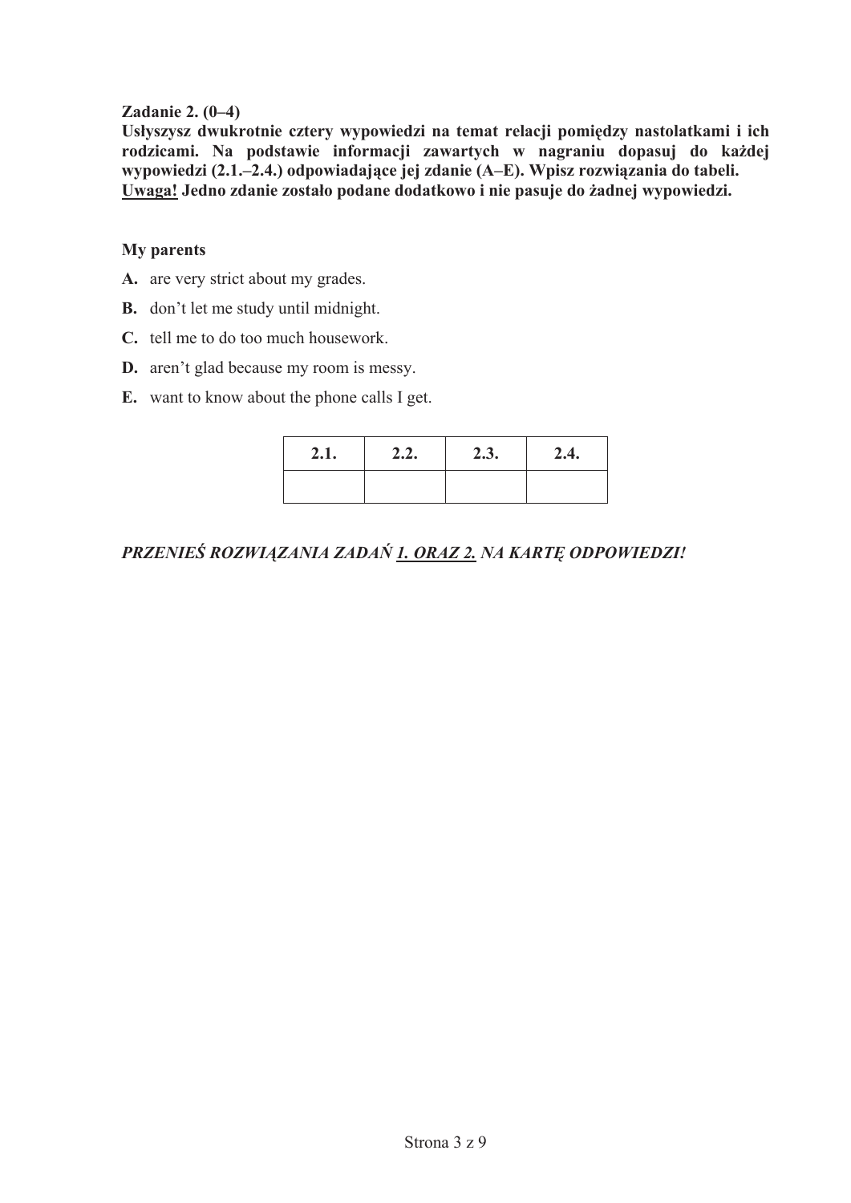**Zadanie 2. (0–4)**
**Usłyszysz dwukrotnie cztery wypowiedzi na temat relacji pomiędzy nastolatkami i ich rodzicami. Na podstawie informacji zawartych w nagraniu dopasuj do każdej wypowiedzi (2.1.–2.4.) odpowiadające jej zdanie (A–E). Wpisz rozwiązania do tabeli.**
**Uwaga! Jedno zdanie zostało podane dodatkowo i nie pasuje do żadnej wypowiedzi.**

**My parents**

**A.** are very strict about my grades.
**B.** don't let me study until midnight.
**C.** tell me to do too much housework.
**D.** aren't glad because my room is messy.
**E.** want to know about the phone calls I get.

| 2.1. | 2.2. | 2.3. | 2.4. |
|---|---|---|---|
| | | | |

***PRZENIEŚ ROZWIĄZANIA ZADAŃ 1. ORAZ 2. NA KARTĘ ODPOWIEDZI!***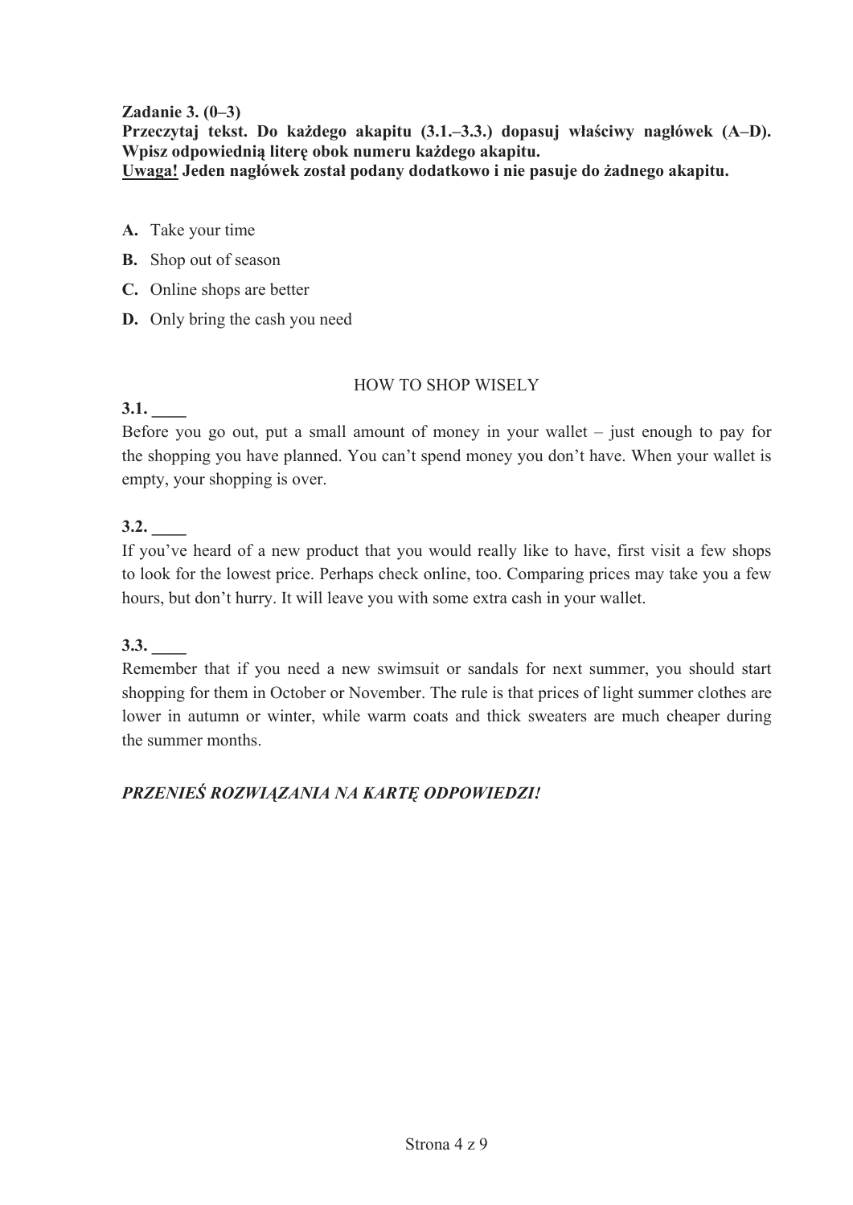**Zadanie 3. (0–3)**
**Przeczytaj tekst. Do każdego akapitu (3.1.–3.3.) dopasuj właściwy nagłówek (A–D). Wpisz odpowiednią literę obok numeru każdego akapitu.**
**<u>Uwaga!</u> Jeden nagłówek został podany dodatkowo i nie pasuje do żadnego akapitu.**

**A.** Take your time
**B.** Shop out of season
**C.** Online shops are better
**D.** Only bring the cash you need

HOW TO SHOP WISELY

**3.1. ____**
Before you go out, put a small amount of money in your wallet – just enough to pay for the shopping you have planned. You can't spend money you don't have. When your wallet is empty, your shopping is over.

**3.2. ____**
If you've heard of a new product that you would really like to have, first visit a few shops to look for the lowest price. Perhaps check online, too. Comparing prices may take you a few hours, but don't hurry. It will leave you with some extra cash in your wallet.

**3.3. ____**
Remember that if you need a new swimsuit or sandals for next summer, you should start shopping for them in October or November. The rule is that prices of light summer clothes are lower in autumn or winter, while warm coats and thick sweaters are much cheaper during the summer months.

***PRZENIEŚ ROZWIĄZANIA NA KARTĘ ODPOWIEDZI!***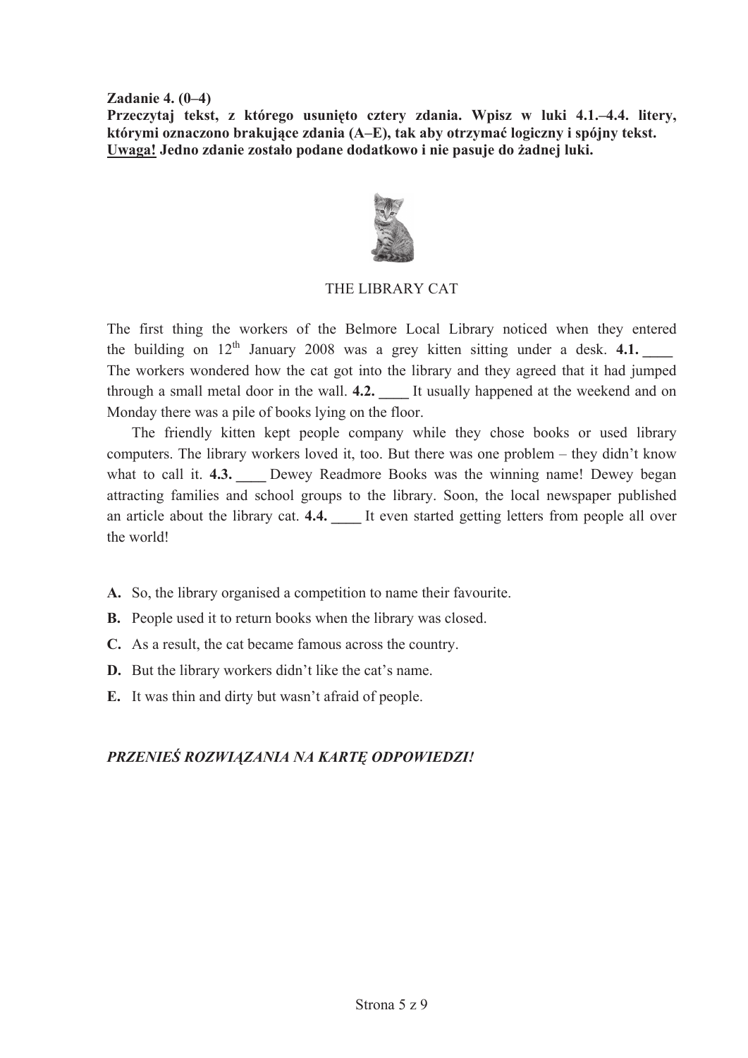**Zadanie 4. (0–4)**
**Przeczytaj tekst, z którego usunięto cztery zdania. Wpisz w luki 4.1.–4.4. litery, którymi oznaczono brakujące zdania (A–E), tak aby otrzymać logiczny i spójny tekst.**
**<u>Uwaga!</u> Jedno zdanie zostało podane dodatkowo i nie pasuje do żadnej luki.**

THE LIBRARY CAT

The first thing the workers of the Belmore Local Library noticed when they entered the building on 12th January 2008 was a grey kitten sitting under a desk. **4.1. ____** The workers wondered how the cat got into the library and they agreed that it had jumped through a small metal door in the wall. **4.2. ____** It usually happened at the weekend and on Monday there was a pile of books lying on the floor.

The friendly kitten kept people company while they chose books or used library computers. The library workers loved it, too. But there was one problem – they didn't know what to call it. **4.3. ____** Dewey Readmore Books was the winning name! Dewey began attracting families and school groups to the library. Soon, the local newspaper published an article about the library cat. **4.4. ____** It even started getting letters from people all over the world!

**A.** So, the library organised a competition to name their favourite.
**B.** People used it to return books when the library was closed.
**C.** As a result, the cat became famous across the country.
**D.** But the library workers didn't like the cat's name.
**E.** It was thin and dirty but wasn't afraid of people.

***PRZENIEŚ ROZWIĄZANIA NA KARTĘ ODPOWIEDZI!***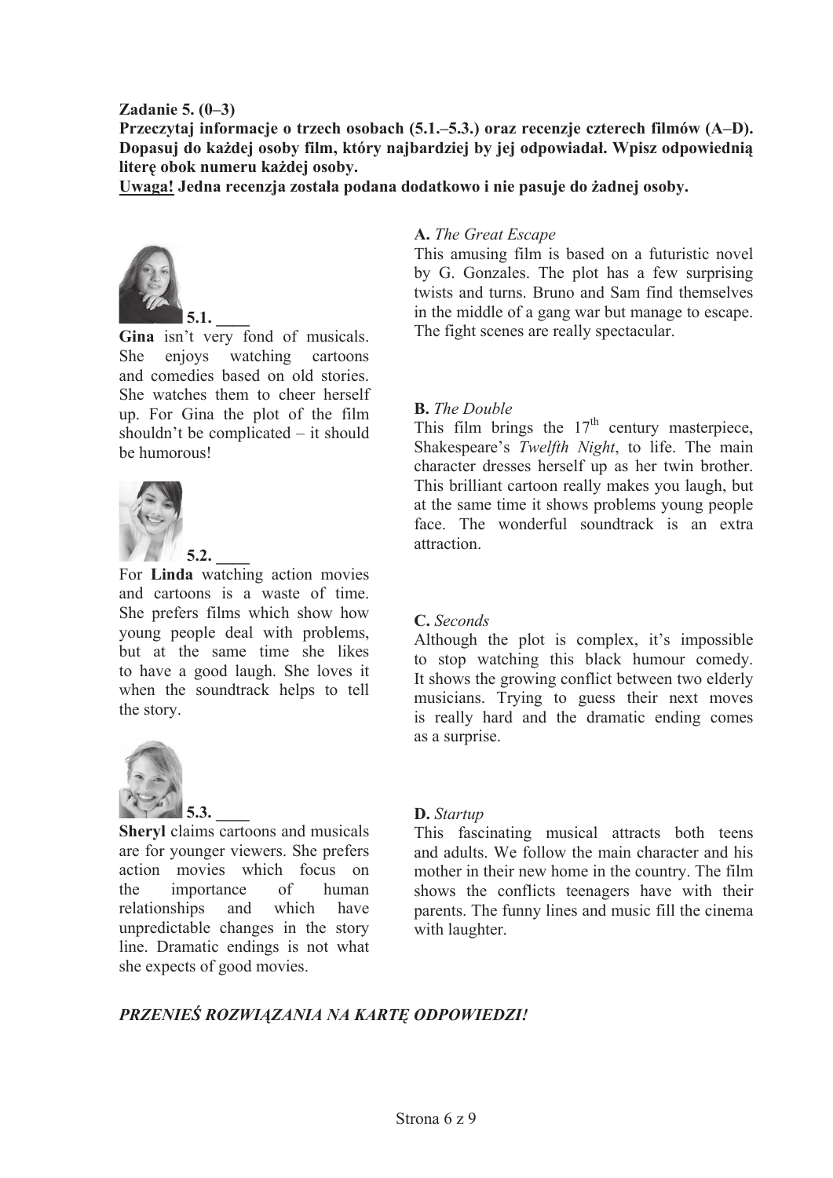**Zadanie 5. (0–3)**
**Przeczytaj informacje o trzech osobach (5.1.–5.3.) oraz recenzje czterech filmów (A–D). Dopasuj do każdej osoby film, który najbardziej by jej odpowiadał. Wpisz odpowiednią literę obok numeru każdej osoby.**
**Uwaga! Jedna recenzja została podana dodatkowo i nie pasuje do żadnej osoby.**

**5.1.** ____
**Gina** isn't very fond of musicals. She enjoys watching cartoons and comedies based on old stories. She watches them to cheer herself up. For Gina the plot of the film shouldn't be complicated – it should be humorous!

**5.2.** ____
For **Linda** watching action movies and cartoons is a waste of time. She prefers films which show how young people deal with problems, but at the same time she likes to have a good laugh. She loves it when the soundtrack helps to tell the story.

**5.3.** ____
**Sheryl** claims cartoons and musicals are for younger viewers. She prefers action movies which focus on the importance of human relationships and which have unpredictable changes in the story line. Dramatic endings is not what she expects of good movies.

**A.** *The Great Escape*
This amusing film is based on a futuristic novel by G. Gonzales. The plot has a few surprising twists and turns. Bruno and Sam find themselves in the middle of a gang war but manage to escape. The fight scenes are really spectacular.

**B.** *The Double*
This film brings the 17th century masterpiece, Shakespeare's *Twelfth Night*, to life. The main character dresses herself up as her twin brother. This brilliant cartoon really makes you laugh, but at the same time it shows problems young people face. The wonderful soundtrack is an extra attraction.

**C.** *Seconds*
Although the plot is complex, it's impossible to stop watching this black humour comedy. It shows the growing conflict between two elderly musicians. Trying to guess their next moves is really hard and the dramatic ending comes as a surprise.

**D.** *Startup*
This fascinating musical attracts both teens and adults. We follow the main character and his mother in their new home in the country. The film shows the conflicts teenagers have with their parents. The funny lines and music fill the cinema with laughter.

***PRZENIEŚ ROZWIĄZANIA NA KARTĘ ODPOWIEDZI!***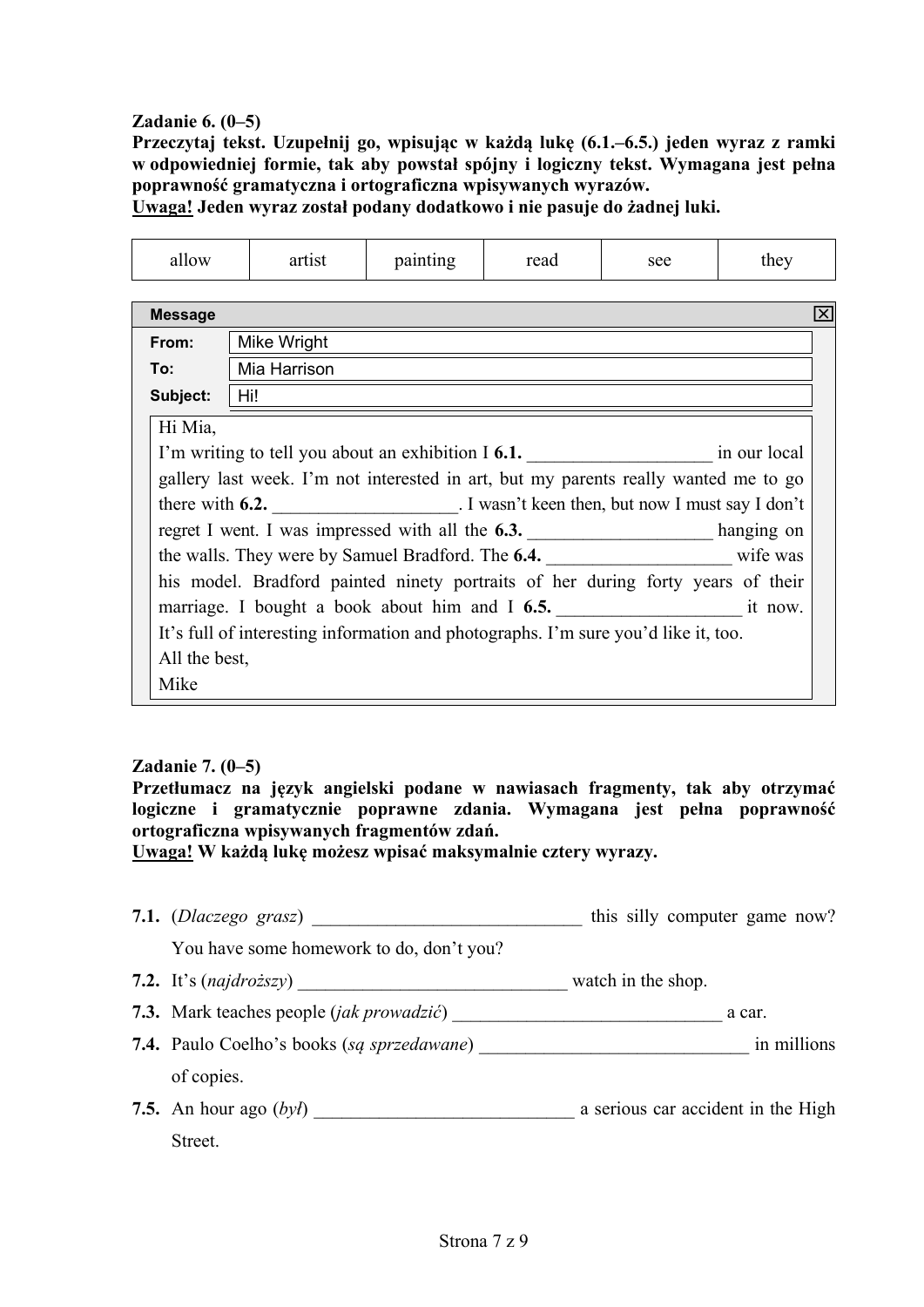**Zadanie 6. (0–5)**

**Przeczytaj tekst. Uzupełnij go, wpisując w każdą lukę (6.1.–6.5.) jeden wyraz z ramki w odpowiedniej formie, tak aby powstał spójny i logiczny tekst. Wymagana jest pełna poprawność gramatyczna i ortograficzna wpisywanych wyrazów.**
**<u>Uwaga!</u> Jeden wyraz został podany dodatkowo i nie pasuje do żadnej luki.**

| allow | artist | painting | read | see | they |
|---|---|---|---|---|---|

**Message**

**From:** Mike Wright
**To:** Mia Harrison
**Subject:** Hi!

Hi Mia,
I'm writing to tell you about an exhibition I **6.1.** ____________________ in our local gallery last week. I'm not interested in art, but my parents really wanted me to go there with **6.2.** ____________________. I wasn't keen then, but now I must say I don't regret I went. I was impressed with all the **6.3.** ____________________ hanging on the walls. They were by Samuel Bradford. The **6.4.** ____________________ wife was his model. Bradford painted ninety portraits of her during forty years of their marriage. I bought a book about him and I **6.5.** ____________________ it now. It's full of interesting information and photographs. I'm sure you'd like it, too.
All the best,
Mike

**Zadanie 7. (0–5)**

**Przetłumacz na język angielski podane w nawiasach fragmenty, tak aby otrzymać logiczne i gramatycznie poprawne zdania. Wymagana jest pełna poprawność ortograficzna wpisywanych fragmentów zdań.**
**<u>Uwaga!</u> W każdą lukę możesz wpisać maksymalnie cztery wyrazy.**

**7.1.** (*Dlaczego grasz*) ______________________________ this silly computer game now? You have some homework to do, don't you?

**7.2.** It's (*najdroższy*) ______________________________ watch in the shop.

**7.3.** Mark teaches people (*jak prowadzić*) ______________________________ a car.

**7.4.** Paulo Coelho's books (*są sprzedawane*) ______________________________ in millions of copies.

**7.5.** An hour ago (*był*) ____________________________ a serious car accident in the High Street.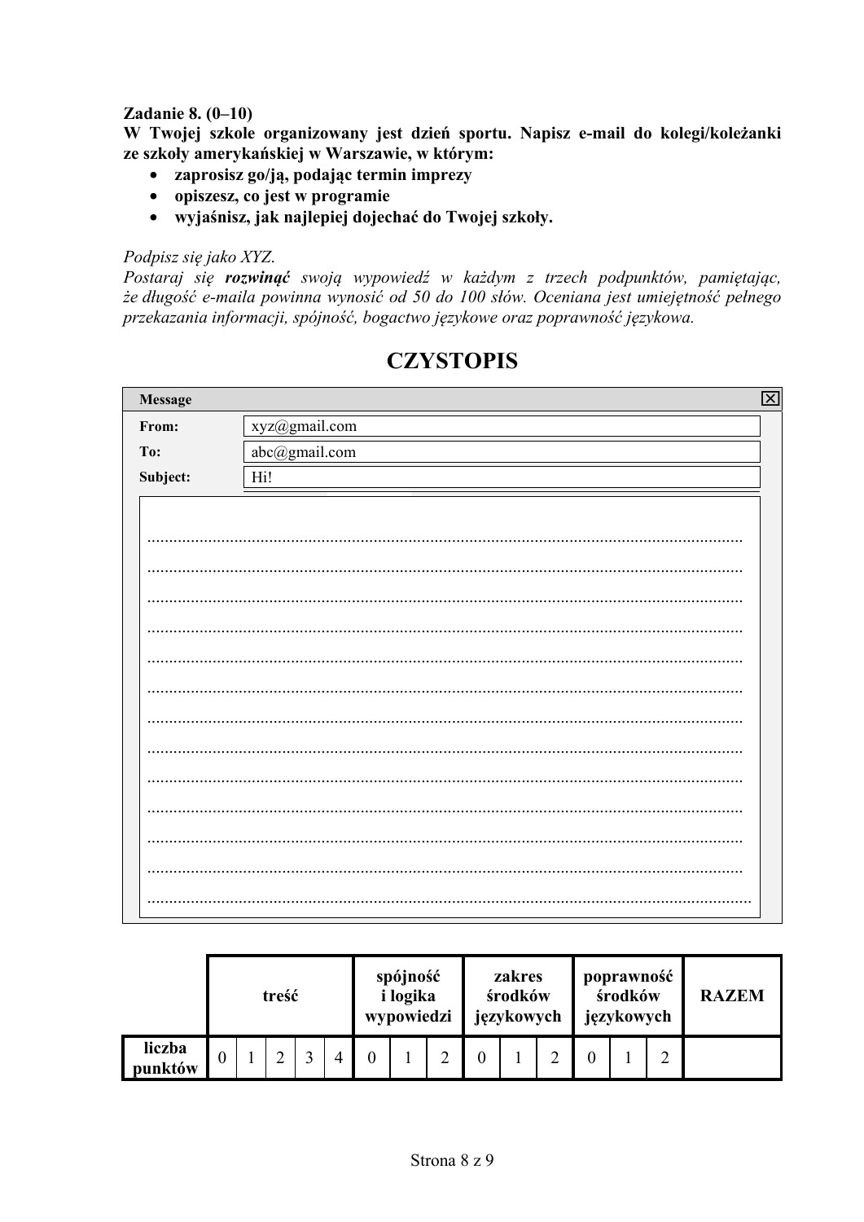**Zadanie 8. (0–10)**
**W Twojej szkole organizowany jest dzień sportu. Napisz e-mail do kolegi/koleżanki ze szkoły amerykańskiej w Warszawie, w którym:**

- **zaprosisz go/ją, podając termin imprezy**
- **opiszesz, co jest w programie**
- **wyjaśnisz, jak najlepiej dojechać do Twojej szkoły.**

*Podpisz się jako XYZ.*
*Postaraj się **rozwinąć** swoją wypowiedź w każdym z trzech podpunktów, pamiętając, że długość e-maila powinna wynosić od 50 do 100 słów. Oceniana jest umiejętność pełnego przekazania informacji, spójność, bogactwo językowe oraz poprawność językowa.*

## CZYSTOPIS

**Message**

| | |
|---|---|
| **From:** | xyz@gmail.com |
| **To:** | abc@gmail.com |
| **Subject:** | Hi! |

.......................................................................................................................................

.......................................................................................................................................

.......................................................................................................................................

.......................................................................................................................................

.......................................................................................................................................

.......................................................................................................................................

.......................................................................................................................................

.......................................................................................................................................

.......................................................................................................................................

.......................................................................................................................................

.......................................................................................................................................

.......................................................................................................................................

.......................................................................................................................................

| | treść | | | | | spójność i logika wypowiedzi | | | zakres środków językowych | | | poprawność środków językowych | | | RAZEM |
|---|---|---|---|---|---|---|---|---|---|---|---|---|---|---|---|
| **liczba punktów** | 0 | 1 | 2 | 3 | 4 | 0 | 1 | 2 | 0 | 1 | 2 | 0 | 1 | 2 | |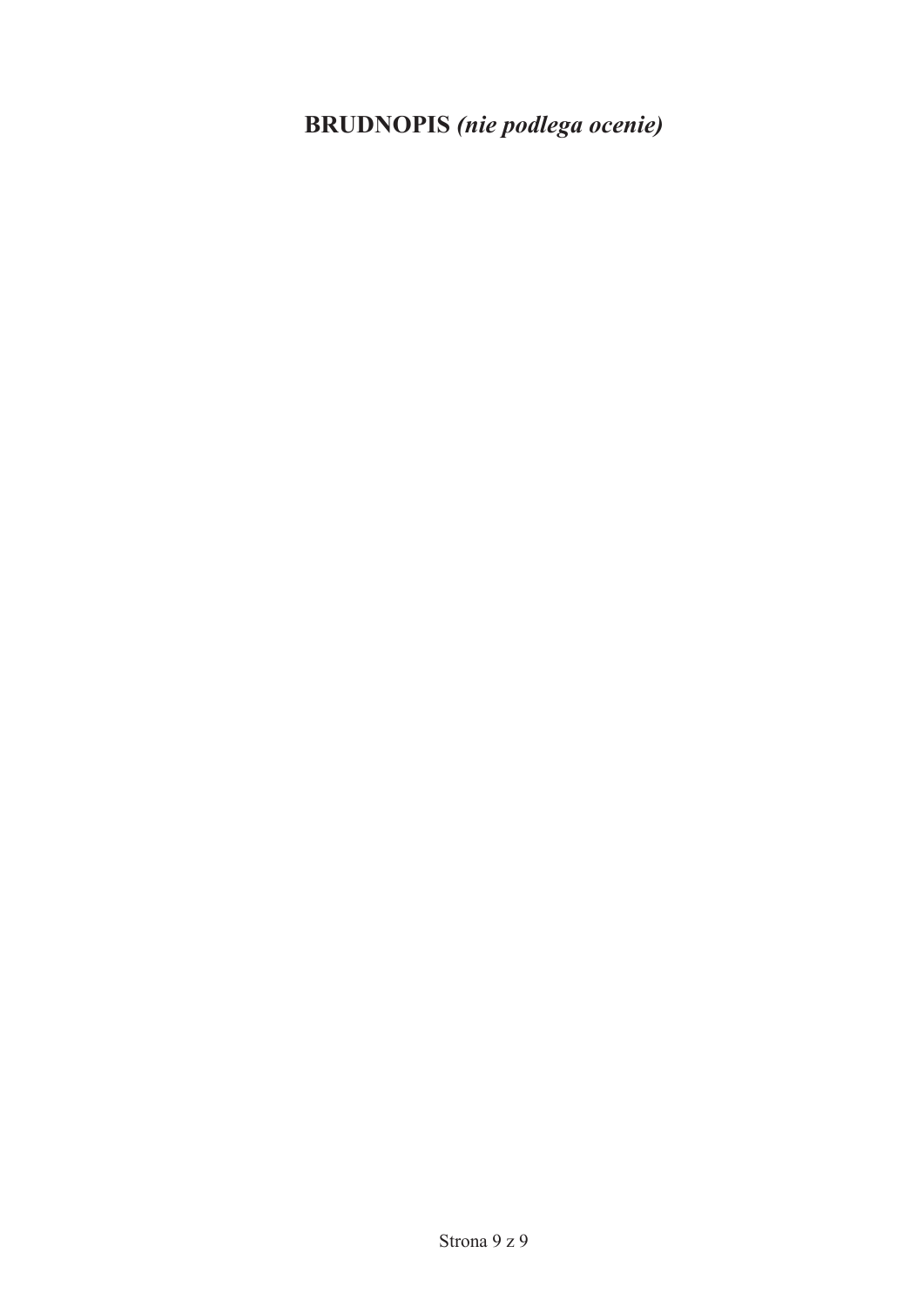**BRUDNOPIS** ***(nie podlega ocenie)***